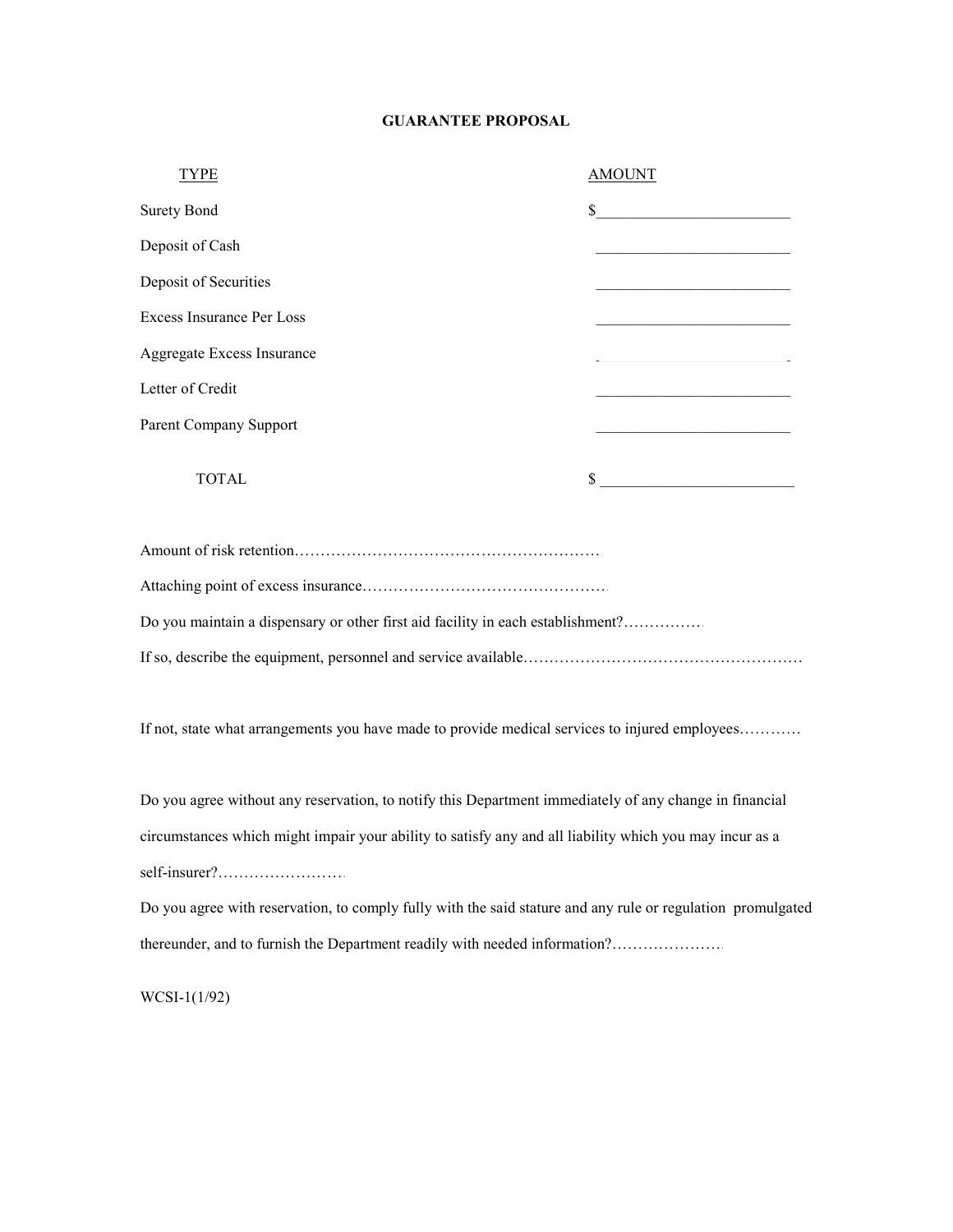# GUARANTEE PROPOSAL

| TYPE | AMOUNT |
| --- | --- |
| Surety Bond | $_________________________ |
| Deposit of Cash | _________________________ |
| Deposit of Securities | _________________________ |
| Excess Insurance Per Loss | _________________________ |
| Aggregate Excess Insurance | _________________________ |
| Letter of Credit | _________________________ |
| Parent Company Support | _________________________ |
| TOTAL | $ _________________________ |

Amount of risk retention…………………………………………………….

Attaching point of excess insurance…………………………………………

Do you maintain a dispensary or other first aid facility in each establishment?……………

If so, describe the equipment, personnel and service available………………………………………………

If not, state what arrangements you have made to provide medical services to injured employees…………

Do you agree without any reservation, to notify this Department immediately of any change in financial circumstances which might impair your ability to satisfy any and all liability which you may incur as a self-insurer?…………………….

Do you agree with reservation, to comply fully with the said stature and any rule or regulation promulgated thereunder, and to furnish the Department readily with needed information?………………….

WCSI-1(1/92)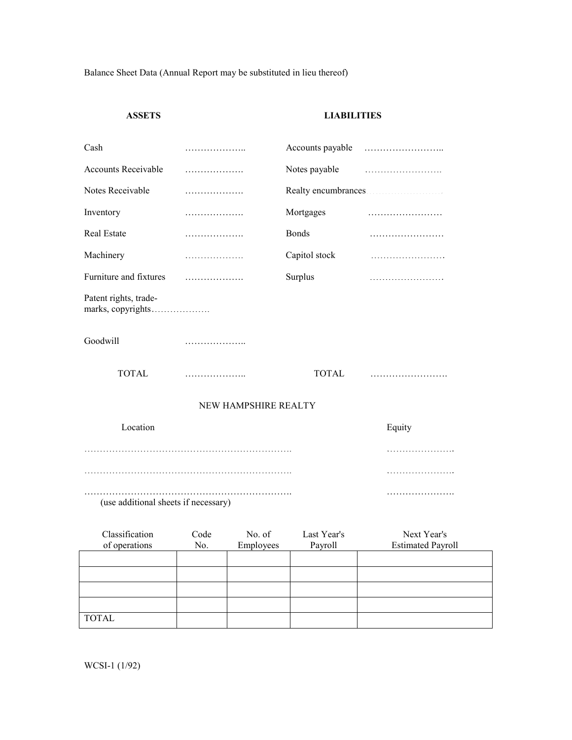Balance Sheet Data (Annual Report may be substituted in lieu thereof)

| **ASSETS** | | **LIABILITIES** | |
|---|---|---|---|
| Cash | ……………….. | Accounts payable | …………………….. |
| Accounts Receivable | ………………. | Notes payable | ……………………. |
| Notes Receivable | ………………. | Realty encumbrances | ……………………. |
| Inventory | ………………. | Mortgages | …………………… |
| Real Estate | ………………. | Bonds | …………………… |
| Machinery | ………………. | Capitol stock | …………………… |
| Furniture and fixtures | ………………. | Surplus | …………………… |
| Patent rights, trade-marks, copyrights | ………………. | | |
| Goodwill | ……………….. | | |
| TOTAL | ……………….. | TOTAL | ……………………. |

NEW HAMPSHIRE REALTY

| Location | Equity |
|---|---|
| …………………………………………………………. | …………………. |
| …………………………………………………………. | …………………. |
| …………………………………………………………. | …………………. |

(use additional sheets if necessary)

| Classification of operations | Code No. | No. of Employees | Last Year's Payroll | Next Year's Estimated Payroll |
|---|---|---|---|---|
| | | | | |
| | | | | |
| | | | | |
| | | | | |
| TOTAL | | | | |

WCSI-1 (1/92)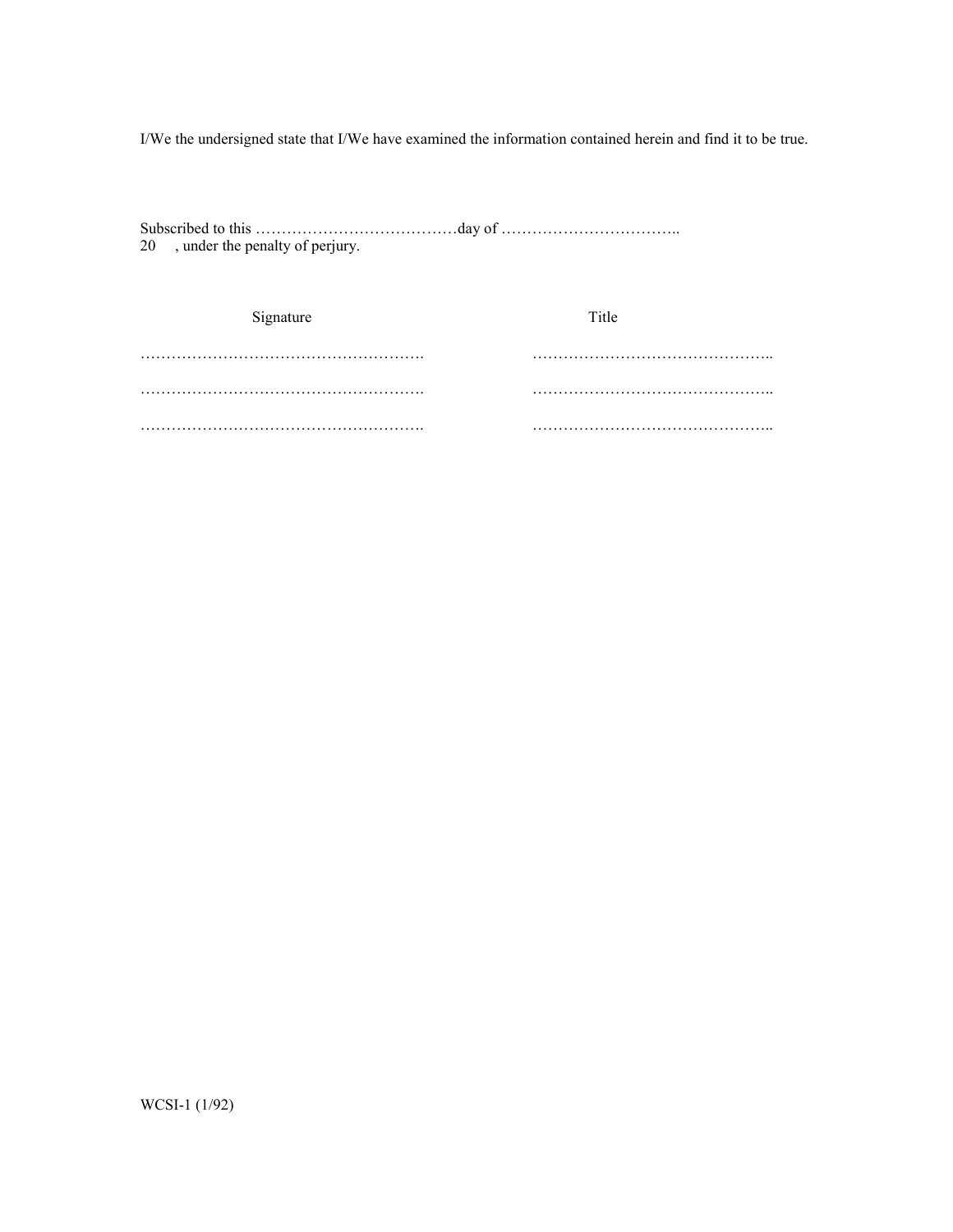I/We the undersigned state that I/We have examined the information contained herein and find it to be true.

Subscribed to this …………………………………day of ……………………………..
20 , under the penalty of perjury.

| Signature | Title |
| --- | --- |
| ………………………………………………. | ……………………………………….. |
| ………………………………………………. | ……………………………………….. |
| ………………………………………………. | ……………………………………….. |

WCSI-1 (1/92)